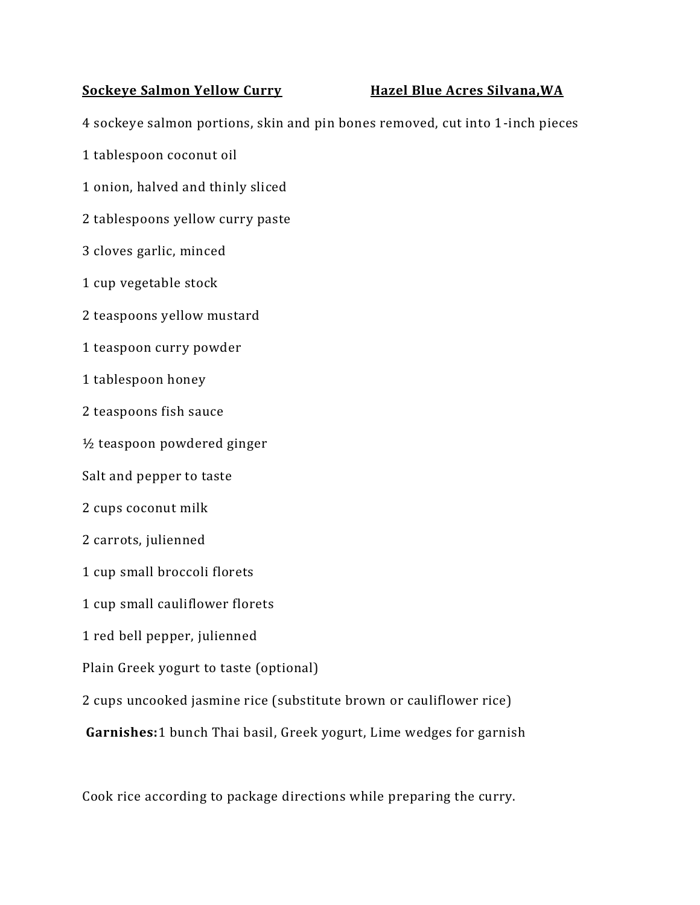**Sockeye Salmon Yellow Curry** **Hazel Blue Acres Silvana,WA**

4 sockeye salmon portions, skin and pin bones removed, cut into 1-inch pieces

1 tablespoon coconut oil

1 onion, halved and thinly sliced

2 tablespoons yellow curry paste

3 cloves garlic, minced

1 cup vegetable stock

2 teaspoons yellow mustard

1 teaspoon curry powder

1 tablespoon honey

2 teaspoons fish sauce

½ teaspoon powdered ginger

Salt and pepper to taste

2 cups coconut milk

2 carrots, julienned

1 cup small broccoli florets

1 cup small cauliflower florets

1 red bell pepper, julienned

Plain Greek yogurt to taste (optional)

2 cups uncooked jasmine rice (substitute brown or cauliflower rice)

**Garnishes:**1 bunch Thai basil, Greek yogurt, Lime wedges for garnish

Cook rice according to package directions while preparing the curry.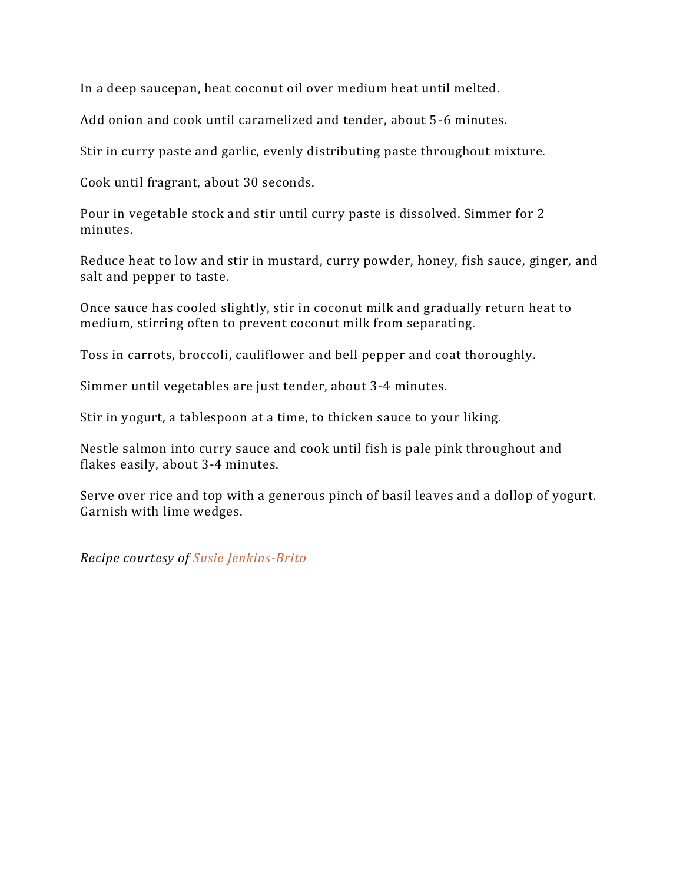In a deep saucepan, heat coconut oil over medium heat until melted.

Add onion and cook until caramelized and tender, about 5-6 minutes.

Stir in curry paste and garlic, evenly distributing paste throughout mixture.

Cook until fragrant, about 30 seconds.

Pour in vegetable stock and stir until curry paste is dissolved. Simmer for 2 minutes.

Reduce heat to low and stir in mustard, curry powder, honey, fish sauce, ginger, and salt and pepper to taste.

Once sauce has cooled slightly, stir in coconut milk and gradually return heat to medium, stirring often to prevent coconut milk from separating.

Toss in carrots, broccoli, cauliflower and bell pepper and coat thoroughly.

Simmer until vegetables are just tender, about 3-4 minutes.

Stir in yogurt, a tablespoon at a time, to thicken sauce to your liking.

Nestle salmon into curry sauce and cook until fish is pale pink throughout and flakes easily, about 3-4 minutes.

Serve over rice and top with a generous pinch of basil leaves and a dollop of yogurt. Garnish with lime wedges.

*Recipe courtesy of Susie Jenkins-Brito*